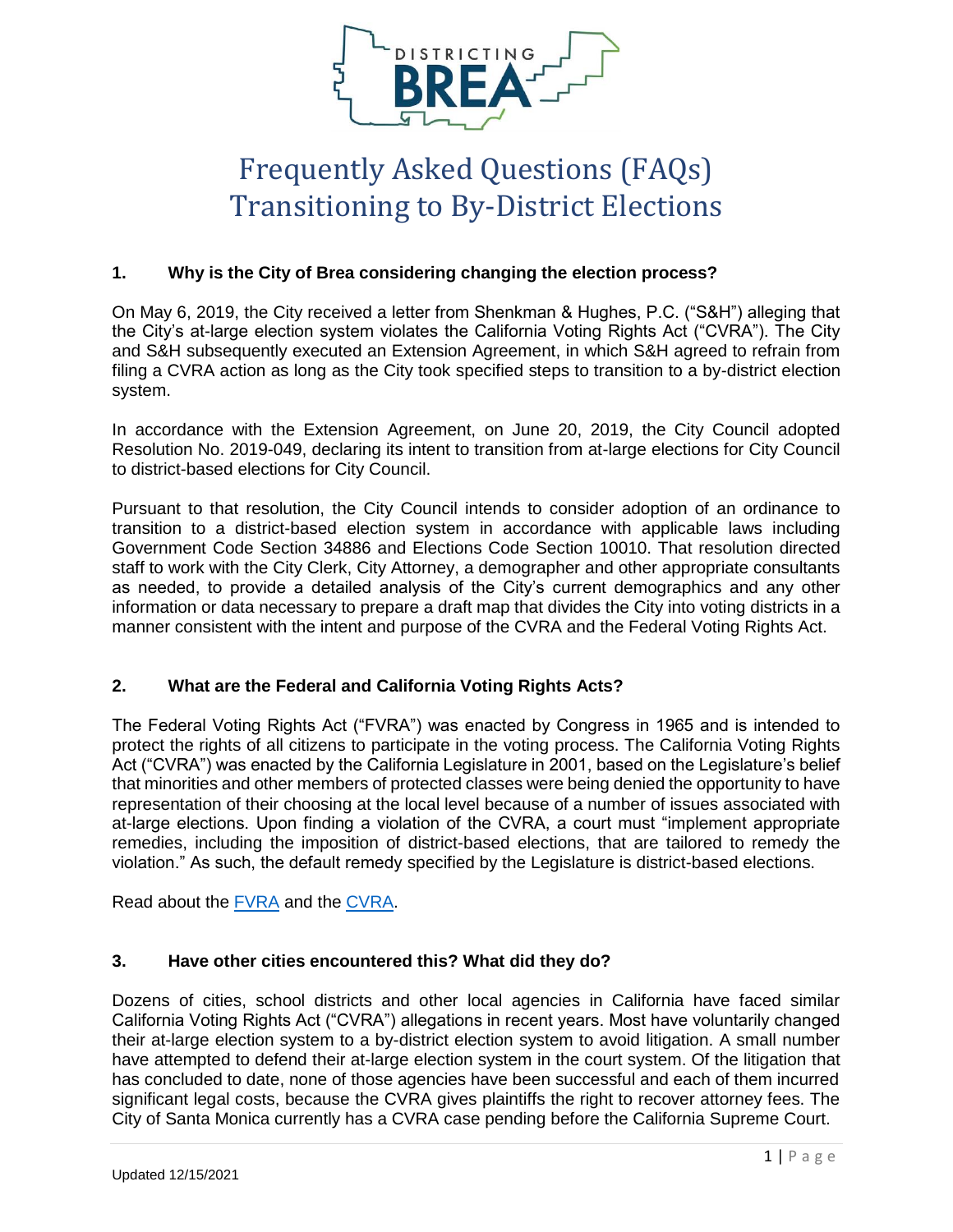# Frequently Asked Questions (FAQs) Transitioning to By-District Elections

### 1. Why is the City of Brea considering changing the election process?

On May 6, 2019, the City received a letter from Shenkman & Hughes, P.C. ("S&H") alleging that the City's at-large election system violates the California Voting Rights Act ("CVRA"). The City and S&H subsequently executed an Extension Agreement, in which S&H agreed to refrain from filing a CVRA action as long as the City took specified steps to transition to a by-district election system.

In accordance with the Extension Agreement, on June 20, 2019, the City Council adopted Resolution No. 2019-049, declaring its intent to transition from at-large elections for City Council to district-based elections for City Council.

Pursuant to that resolution, the City Council intends to consider adoption of an ordinance to transition to a district-based election system in accordance with applicable laws including Government Code Section 34886 and Elections Code Section 10010. That resolution directed staff to work with the City Clerk, City Attorney, a demographer and other appropriate consultants as needed, to provide a detailed analysis of the City's current demographics and any other information or data necessary to prepare a draft map that divides the City into voting districts in a manner consistent with the intent and purpose of the CVRA and the Federal Voting Rights Act.

### 2. What are the Federal and California Voting Rights Acts?

The Federal Voting Rights Act ("FVRA") was enacted by Congress in 1965 and is intended to protect the rights of all citizens to participate in the voting process. The California Voting Rights Act ("CVRA") was enacted by the California Legislature in 2001, based on the Legislature's belief that minorities and other members of protected classes were being denied the opportunity to have representation of their choosing at the local level because of a number of issues associated with at-large elections. Upon finding a violation of the CVRA, a court must "implement appropriate remedies, including the imposition of district-based elections, that are tailored to remedy the violation." As such, the default remedy specified by the Legislature is district-based elections.

Read about the FVRA and the CVRA.

### 3. Have other cities encountered this? What did they do?

Dozens of cities, school districts and other local agencies in California have faced similar California Voting Rights Act ("CVRA") allegations in recent years. Most have voluntarily changed their at-large election system to a by-district election system to avoid litigation. A small number have attempted to defend their at-large election system in the court system. Of the litigation that has concluded to date, none of those agencies have been successful and each of them incurred significant legal costs, because the CVRA gives plaintiffs the right to recover attorney fees. The City of Santa Monica currently has a CVRA case pending before the California Supreme Court.

Updated 12/15/2021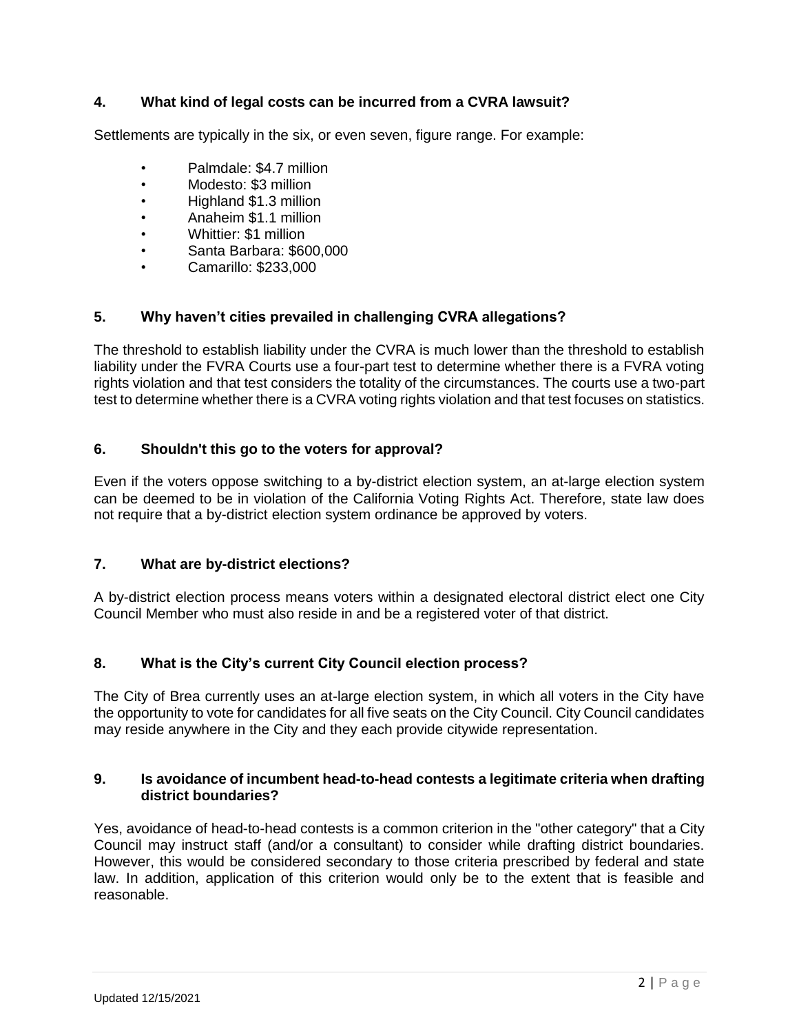**4. What kind of legal costs can be incurred from a CVRA lawsuit?**

Settlements are typically in the six, or even seven, figure range. For example:

- Palmdale: $4.7 million
- Modesto: $3 million
- Highland $1.3 million
- Anaheim $1.1 million
- Whittier: $1 million
- Santa Barbara: $600,000
- Camarillo: $233,000

**5. Why haven't cities prevailed in challenging CVRA allegations?**

The threshold to establish liability under the CVRA is much lower than the threshold to establish liability under the FVRA Courts use a four-part test to determine whether there is a FVRA voting rights violation and that test considers the totality of the circumstances. The courts use a two-part test to determine whether there is a CVRA voting rights violation and that test focuses on statistics.

**6. Shouldn't this go to the voters for approval?**

Even if the voters oppose switching to a by-district election system, an at-large election system can be deemed to be in violation of the California Voting Rights Act. Therefore, state law does not require that a by-district election system ordinance be approved by voters.

**7. What are by-district elections?**

A by-district election process means voters within a designated electoral district elect one City Council Member who must also reside in and be a registered voter of that district.

**8. What is the City's current City Council election process?**

The City of Brea currently uses an at-large election system, in which all voters in the City have the opportunity to vote for candidates for all five seats on the City Council. City Council candidates may reside anywhere in the City and they each provide citywide representation.

**9. Is avoidance of incumbent head-to-head contests a legitimate criteria when drafting district boundaries?**

Yes, avoidance of head-to-head contests is a common criterion in the "other category" that a City Council may instruct staff (and/or a consultant) to consider while drafting district boundaries. However, this would be considered secondary to those criteria prescribed by federal and state law. In addition, application of this criterion would only be to the extent that is feasible and reasonable.

Updated 12/15/2021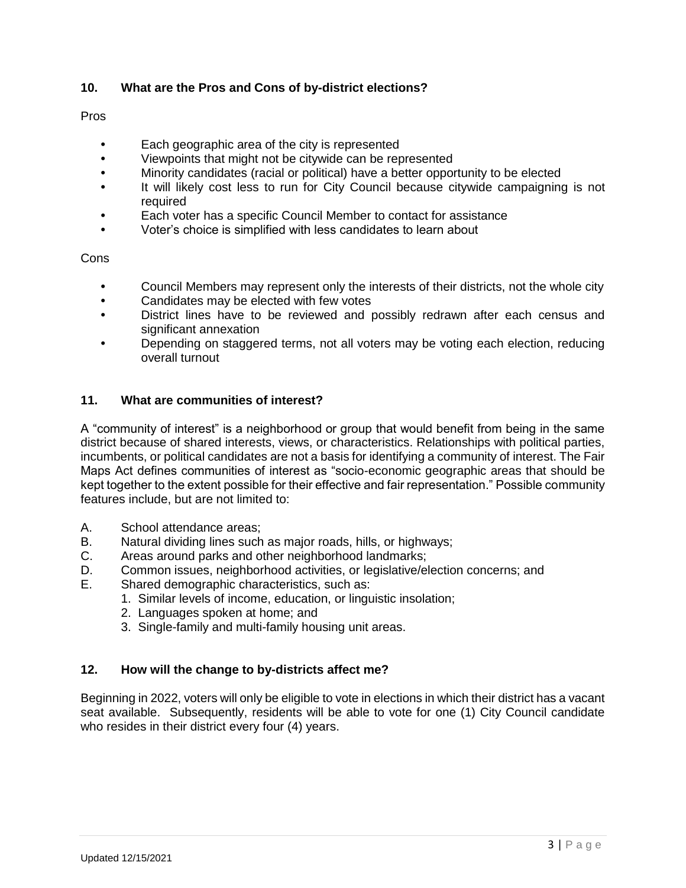## 10. What are the Pros and Cons of by-district elections?

Pros

- Each geographic area of the city is represented
- Viewpoints that might not be citywide can be represented
- Minority candidates (racial or political) have a better opportunity to be elected
- It will likely cost less to run for City Council because citywide campaigning is not required
- Each voter has a specific Council Member to contact for assistance
- Voter's choice is simplified with less candidates to learn about

Cons

- Council Members may represent only the interests of their districts, not the whole city
- Candidates may be elected with few votes
- District lines have to be reviewed and possibly redrawn after each census and significant annexation
- Depending on staggered terms, not all voters may be voting each election, reducing overall turnout

## 11. What are communities of interest?

A "community of interest" is a neighborhood or group that would benefit from being in the same district because of shared interests, views, or characteristics. Relationships with political parties, incumbents, or political candidates are not a basis for identifying a community of interest. The Fair Maps Act defines communities of interest as "socio-economic geographic areas that should be kept together to the extent possible for their effective and fair representation." Possible community features include, but are not limited to:

A. School attendance areas;
B. Natural dividing lines such as major roads, hills, or highways;
C. Areas around parks and other neighborhood landmarks;
D. Common issues, neighborhood activities, or legislative/election concerns; and
E. Shared demographic characteristics, such as:
   1. Similar levels of income, education, or linguistic insolation;
   2. Languages spoken at home; and
   3. Single-family and multi-family housing unit areas.

## 12. How will the change to by-districts affect me?

Beginning in 2022, voters will only be eligible to vote in elections in which their district has a vacant seat available. Subsequently, residents will be able to vote for one (1) City Council candidate who resides in their district every four (4) years.

Updated 12/15/2021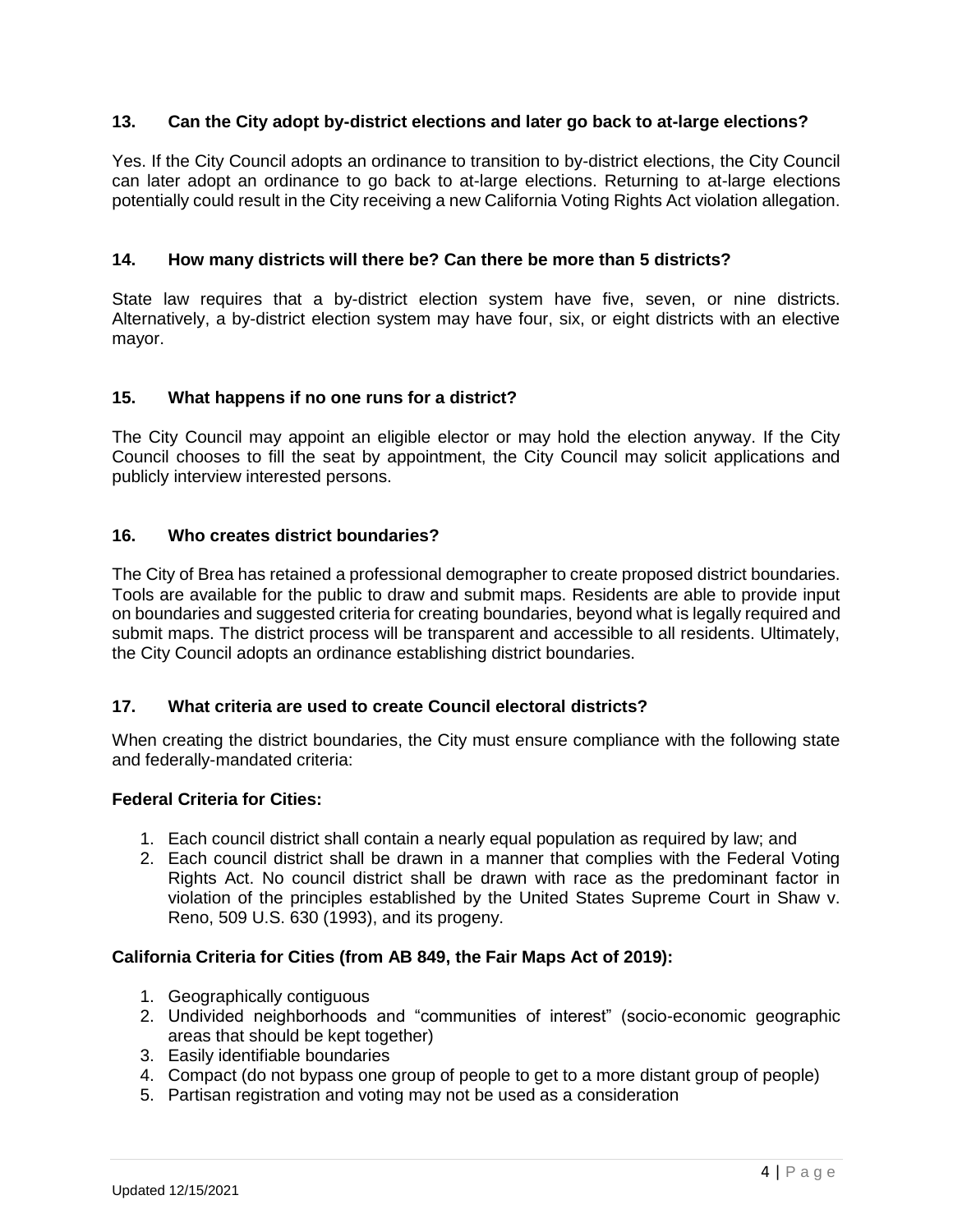### 13. Can the City adopt by-district elections and later go back to at-large elections?

Yes. If the City Council adopts an ordinance to transition to by-district elections, the City Council can later adopt an ordinance to go back to at-large elections. Returning to at-large elections potentially could result in the City receiving a new California Voting Rights Act violation allegation.

### 14. How many districts will there be? Can there be more than 5 districts?

State law requires that a by-district election system have five, seven, or nine districts. Alternatively, a by-district election system may have four, six, or eight districts with an elective mayor.

### 15. What happens if no one runs for a district?

The City Council may appoint an eligible elector or may hold the election anyway. If the City Council chooses to fill the seat by appointment, the City Council may solicit applications and publicly interview interested persons.

### 16. Who creates district boundaries?

The City of Brea has retained a professional demographer to create proposed district boundaries. Tools are available for the public to draw and submit maps. Residents are able to provide input on boundaries and suggested criteria for creating boundaries, beyond what is legally required and submit maps. The district process will be transparent and accessible to all residents. Ultimately, the City Council adopts an ordinance establishing district boundaries.

### 17. What criteria are used to create Council electoral districts?

When creating the district boundaries, the City must ensure compliance with the following state and federally-mandated criteria:

**Federal Criteria for Cities:**

1. Each council district shall contain a nearly equal population as required by law; and
2. Each council district shall be drawn in a manner that complies with the Federal Voting Rights Act. No council district shall be drawn with race as the predominant factor in violation of the principles established by the United States Supreme Court in Shaw v. Reno, 509 U.S. 630 (1993), and its progeny.

**California Criteria for Cities (from AB 849, the Fair Maps Act of 2019):**

1. Geographically contiguous
2. Undivided neighborhoods and "communities of interest" (socio-economic geographic areas that should be kept together)
3. Easily identifiable boundaries
4. Compact (do not bypass one group of people to get to a more distant group of people)
5. Partisan registration and voting may not be used as a consideration

Updated 12/15/2021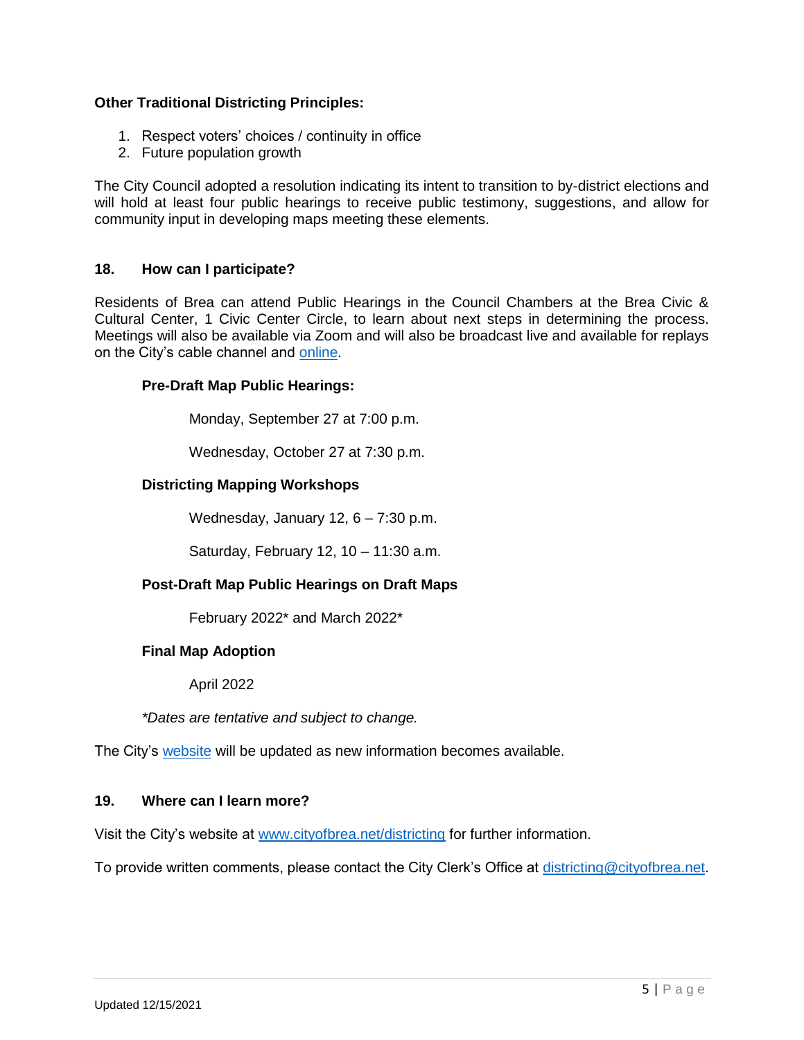**Other Traditional Districting Principles:**

1. Respect voters' choices / continuity in office
2. Future population growth

The City Council adopted a resolution indicating its intent to transition to by-district elections and will hold at least four public hearings to receive public testimony, suggestions, and allow for community input in developing maps meeting these elements.

### 18. How can I participate?

Residents of Brea can attend Public Hearings in the Council Chambers at the Brea Civic & Cultural Center, 1 Civic Center Circle, to learn about next steps in determining the process. Meetings will also be available via Zoom and will also be broadcast live and available for replays on the City's cable channel and online.

**Pre-Draft Map Public Hearings:**

Monday, September 27 at 7:00 p.m.

Wednesday, October 27 at 7:30 p.m.

**Districting Mapping Workshops**

Wednesday, January 12, 6 – 7:30 p.m.

Saturday, February 12, 10 – 11:30 a.m.

**Post-Draft Map Public Hearings on Draft Maps**

February 2022* and March 2022*

**Final Map Adoption**

April 2022

*\*Dates are tentative and subject to change.*

The City's website will be updated as new information becomes available.

### 19. Where can I learn more?

Visit the City's website at www.cityofbrea.net/districting for further information.

To provide written comments, please contact the City Clerk's Office at districting@cityofbrea.net.

Updated 12/15/2021